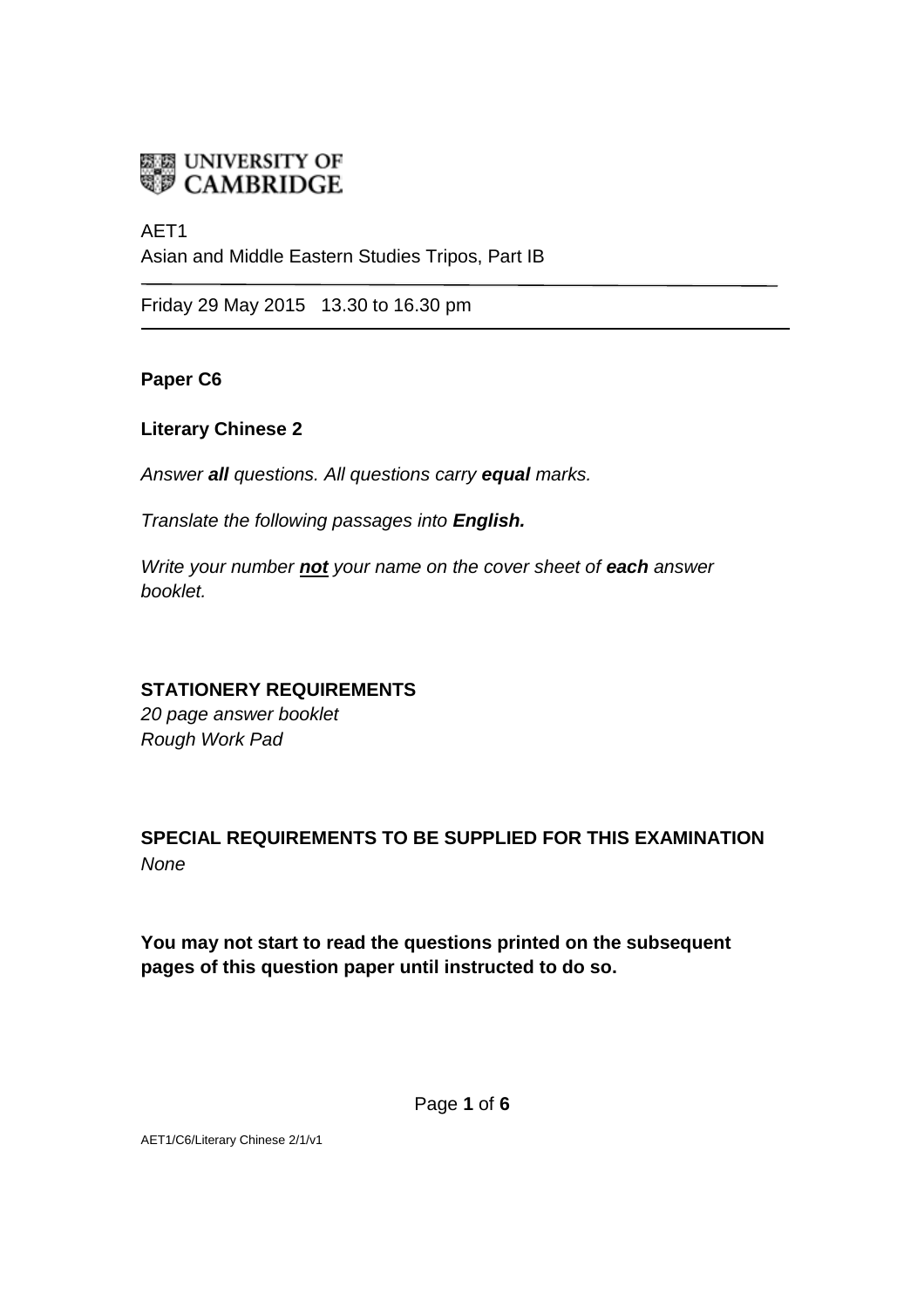UNIVERSITY OF CAMBRIDGE

AET1
Asian and Middle Eastern Studies Tripos, Part IB

Friday 29 May 2015   13.30 to 16.30 pm

**Paper C6**

**Literary Chinese 2**

*Answer **all** questions. All questions carry **equal** marks.*

*Translate the following passages into **English.***

*Write your number **not** your name on the cover sheet of **each** answer booklet.*

**STATIONERY REQUIREMENTS**
*20 page answer booklet*
*Rough Work Pad*

**SPECIAL REQUIREMENTS TO BE SUPPLIED FOR THIS EXAMINATION**
*None*

**You may not start to read the questions printed on the subsequent pages of this question paper until instructed to do so.**

AET1/C6/Literary Chinese 2/1/v1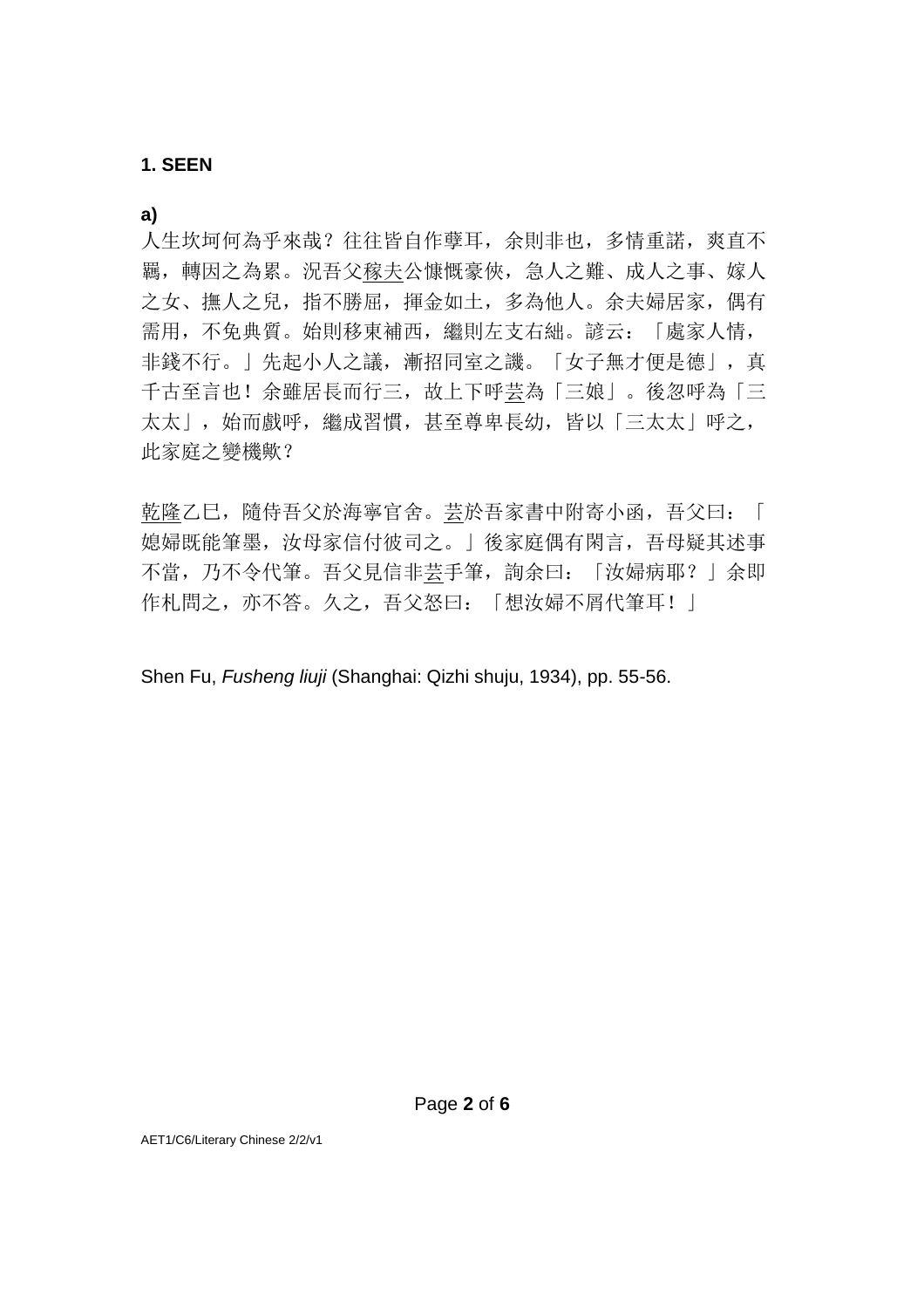**1. SEEN**

**a)**

人生坎坷何為乎來哉？往往皆自作孽耳，余則非也，多情重諾，爽直不羈，轉因之為累。況吾父稼夫公慷慨豪俠，急人之難、成人之事、嫁人之女、撫人之兒，指不勝屈，揮金如土，多為他人。余夫婦居家，偶有需用，不免典質。始則移東補西，繼則左支右絀。諺云：「處家人情，非錢不行。」先起小人之議，漸招同室之譏。「女子無才便是德」，真千古至言也！余雖居長而行三，故上下呼芸為「三娘」。後忽呼為「三太太」，始而戲呼，繼成習慣，甚至尊卑長幼，皆以「三太太」呼之，此家庭之變機歟？

乾隆乙巳，隨侍吾父於海寧官舍。芸於吾家書中附寄小函，吾父曰：「媳婦既能筆墨，汝母家信付彼司之。」後家庭偶有閑言，吾母疑其述事不當，乃不令代筆。吾父見信非芸手筆，詢余曰：「汝婦病耶？」余即作札問之，亦不答。久之，吾父怒曰：「想汝婦不屑代筆耳！」

Shen Fu, *Fusheng liuji* (Shanghai: Qizhi shuju, 1934), pp. 55-56.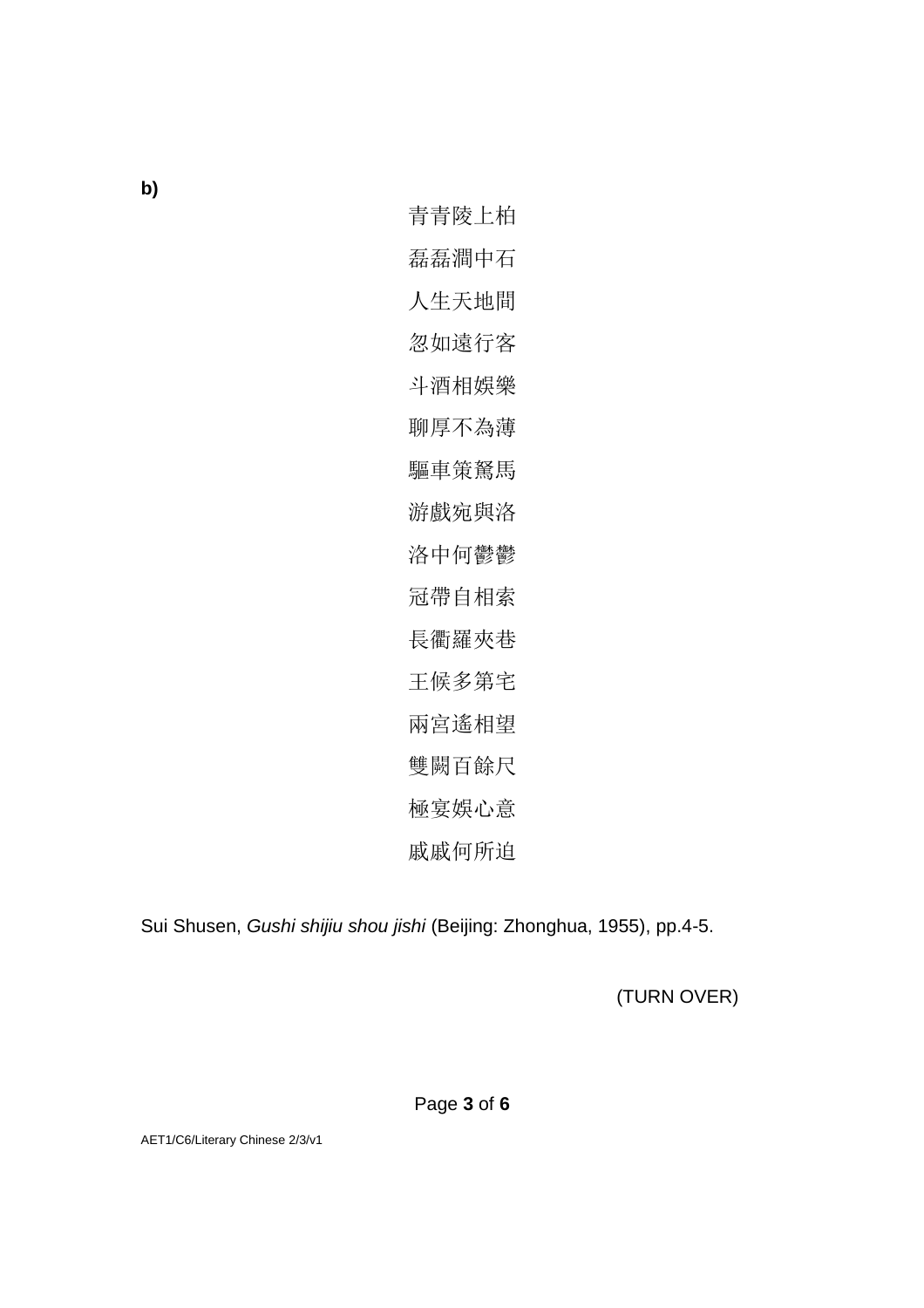**b)**

青青陵上柏

磊磊澗中石

人生天地間

忽如遠行客

斗酒相娛樂

聊厚不為薄

驅車策駑馬

游戲宛與洛

洛中何鬱鬱

冠帶自相索

長衢羅夾巷

王候多第宅

兩宮遙相望

雙闕百餘尺

極宴娛心意

戚戚何所迫

Sui Shusen, *Gushi shijiu shou jishi* (Beijing: Zhonghua, 1955), pp.4-5.

(TURN OVER)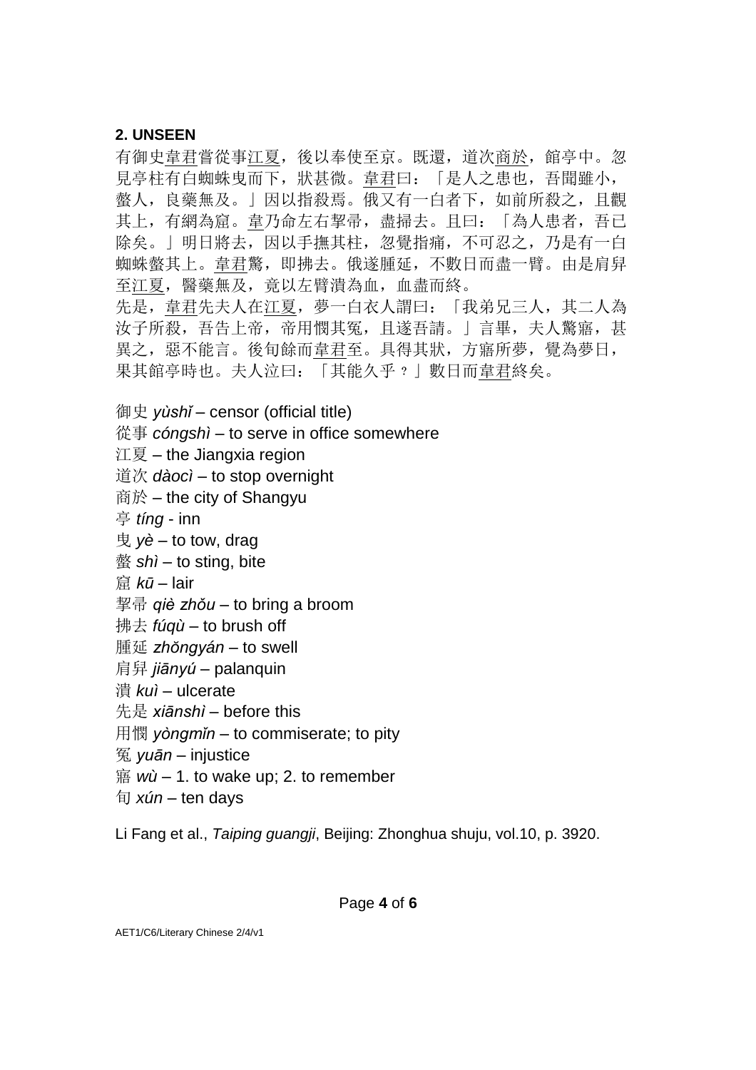**2. UNSEEN**

有御史韋君嘗從事江夏，後以奉使至京。既還，道次商於，館亭中。忽見亭柱有白蜘蛛曳而下，狀甚微。韋君曰：「是人之患也，吾聞雖小，螫人，良藥無及。」因以指殺焉。俄又有一白者下，如前所殺之，且觀其上，有網為窟。韋乃命左右挈帚，盡掃去。且曰：「為人患者，吾已除矣。」明日將去，因以手撫其柱，忽覺指痛，不可忍之，乃是有一白蜘蛛螫其上。韋君驚，即拂去。俄遂腫延，不數日而盡一臂。由是肩舁至江夏，醫藥無及，竟以左臂潰為血，血盡而終。
先是，韋君先夫人在江夏，夢一白衣人謂曰：「我弟兄三人，其二人為汝子所殺，吾告上帝，帝用憫其冤，且遂吾請。」言畢，夫人驚寤，甚異之，惡不能言。後旬餘而韋君至。具得其狀，方寤所夢，覺為夢日，果其館亭時也。夫人泣曰：「其能久乎？」數日而韋君終矣。

御史 *yùshǐ* – censor (official title)
從事 *cóngshì* – to serve in office somewhere
江夏 – the Jiangxia region
道次 *dàocì* – to stop overnight
商於 – the city of Shangyu
亭 *tíng* - inn
曳 *yè* – to tow, drag
螫 *shì* – to sting, bite
窟 *kū* – lair
挈帚 *qiè zhǒu* – to bring a broom
拂去 *fúqù* – to brush off
腫延 *zhǒngyán* – to swell
肩舁 *jiānyú* – palanquin
潰 *kuì* – ulcerate
先是 *xiānshì* – before this
用憫 *yòngmǐn* – to commiserate; to pity
冤 *yuān* – injustice
寤 *wù* – 1. to wake up; 2. to remember
旬 *xún* – ten days

Li Fang et al., *Taiping guangji*, Beijing: Zhonghua shuju, vol.10, p. 3920.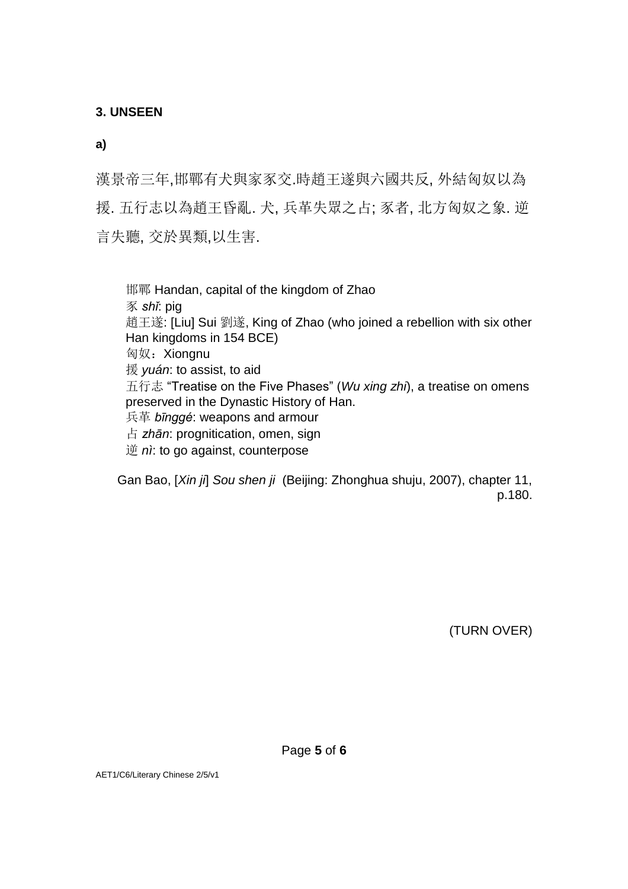**3. UNSEEN**

**a)**

漢景帝三年,邯鄲有犬與家豕交.時趙王遂與六國共反, 外結匈奴以為援. 五行志以為趙王昏亂. 犬, 兵革失眾之占; 豕者, 北方匈奴之象. 逆言失聽, 交於異類,以生害.

邯鄲 Handan, capital of the kingdom of Zhao
豕 *shǐ*: pig
趙王遂: [Liu] Sui 劉遂, King of Zhao (who joined a rebellion with six other Han kingdoms in 154 BCE)
匈奴：Xiongnu
援 *yuán*: to assist, to aid
五行志 "Treatise on the Five Phases" (*Wu xing zhi*), a treatise on omens preserved in the Dynastic History of Han.
兵革 *bīnggé*: weapons and armour
占 *zhān*: prognitication, omen, sign
逆 *nì*: to go against, counterpose

Gan Bao, [*Xin ji*] *Sou shen ji* (Beijing: Zhonghua shuju, 2007), chapter 11, p.180.

(TURN OVER)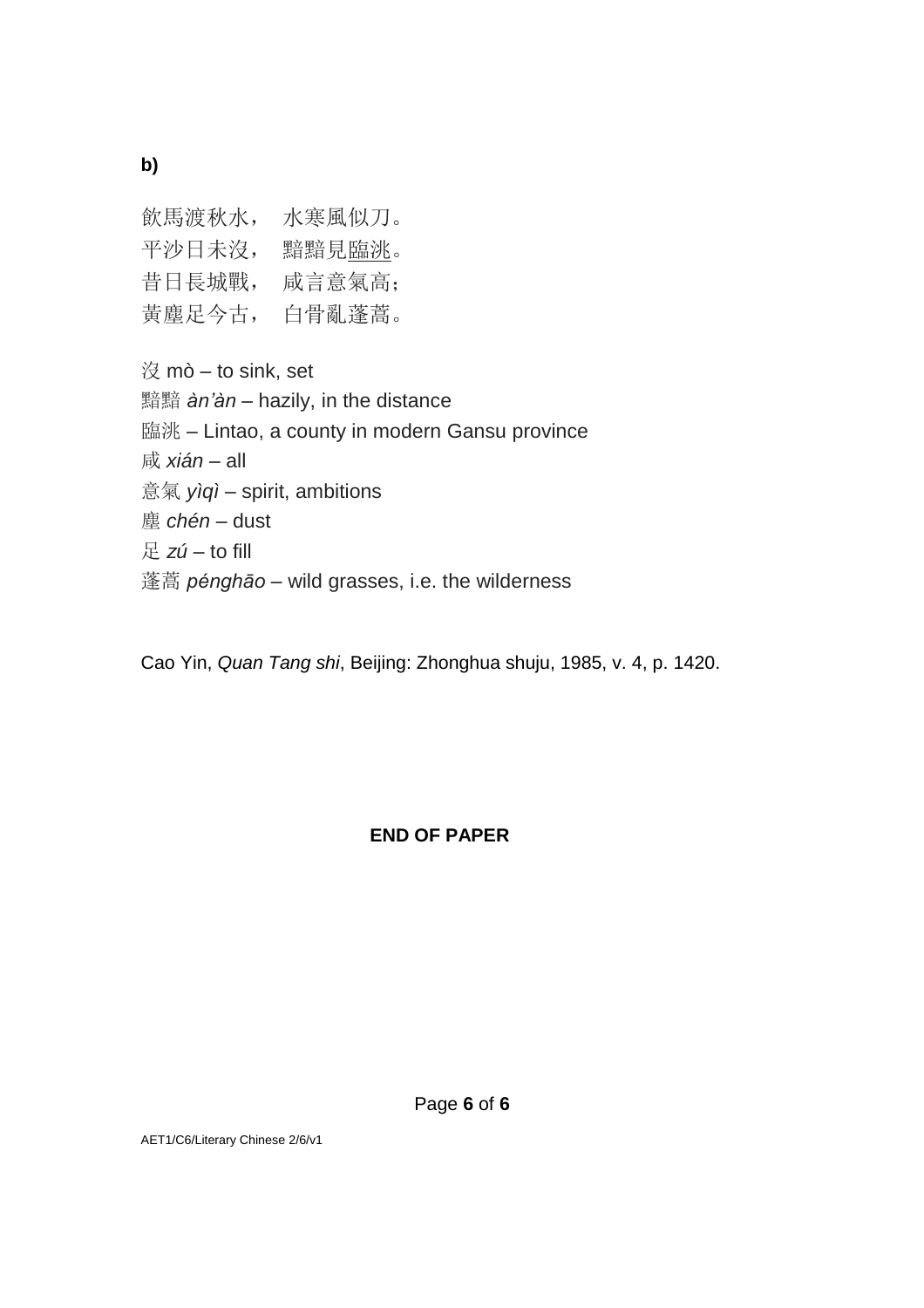**b)**

飲馬渡秋水，　水寒風似刀。
平沙日未沒，　黯黯見<u>臨洮</u>。
昔日長城戰，　咸言意氣高；
黃塵足今古，　白骨亂蓬蒿。

沒 mò – to sink, set
黯黯 *àn'àn* – hazily, in the distance
臨洮 – Lintao, a county in modern Gansu province
咸 *xián* – all
意氣 *yìqì* – spirit, ambitions
塵 *chén* – dust
足 *zú* – to fill
蓬蒿 *pénghāo* – wild grasses, i.e. the wilderness

Cao Yin, *Quan Tang shi*, Beijing: Zhonghua shuju, 1985, v. 4, p. 1420.

**END OF PAPER**

AET1/C6/Literary Chinese 2/6/v1